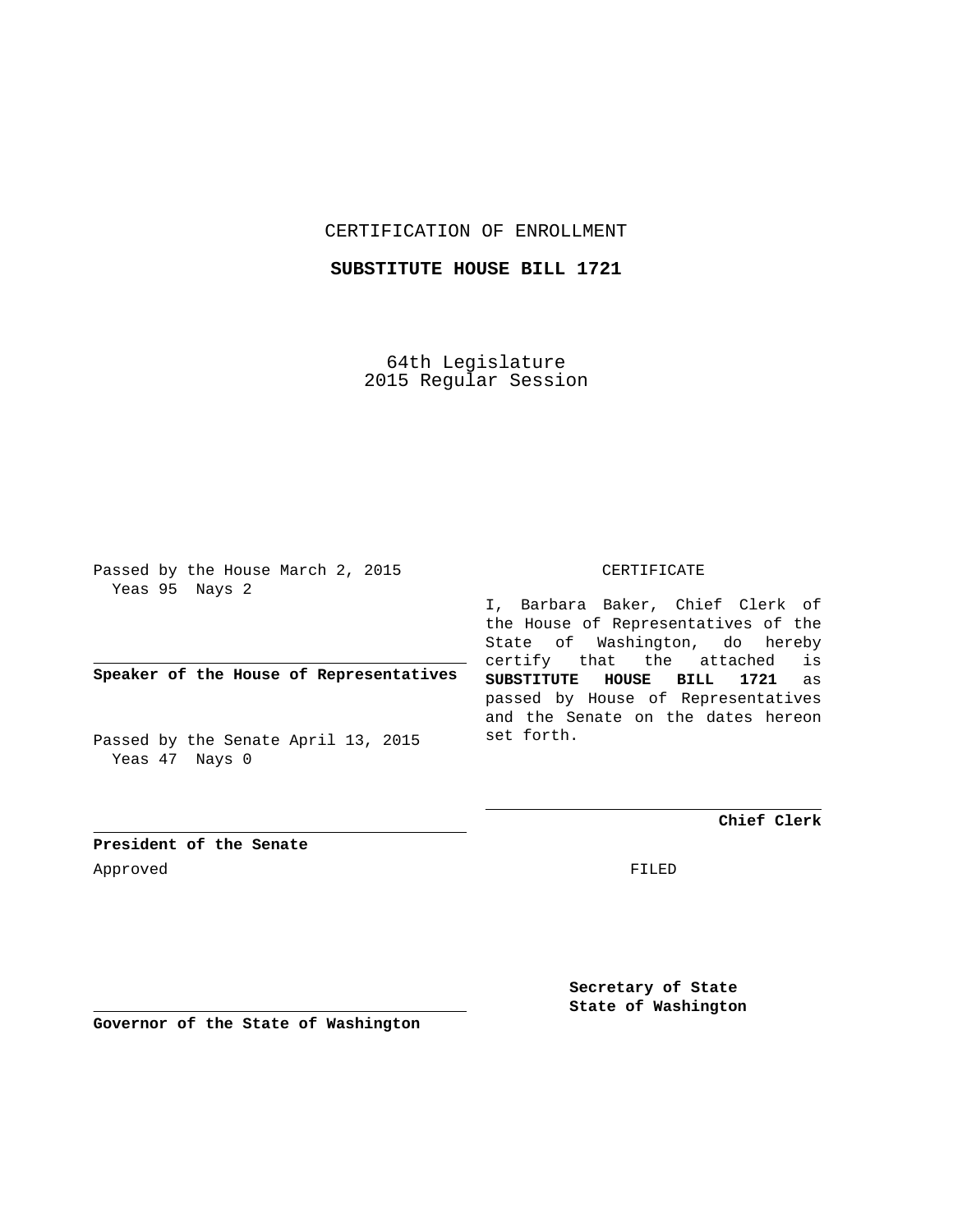CERTIFICATION OF ENROLLMENT

**SUBSTITUTE HOUSE BILL 1721**

64th Legislature
2015 Regular Session

Passed by the House March 2, 2015
Yeas 95 Nays 2

**Speaker of the House of Representatives**

Passed by the Senate April 13, 2015
Yeas 47 Nays 0

**President of the Senate**

Approved

**Governor of the State of Washington**

CERTIFICATE

I, Barbara Baker, Chief Clerk of the House of Representatives of the State of Washington, do hereby certify that the attached is **SUBSTITUTE HOUSE BILL 1721** as passed by House of Representatives and the Senate on the dates hereon set forth.

**Chief Clerk**

FILED

**Secretary of State**
**State of Washington**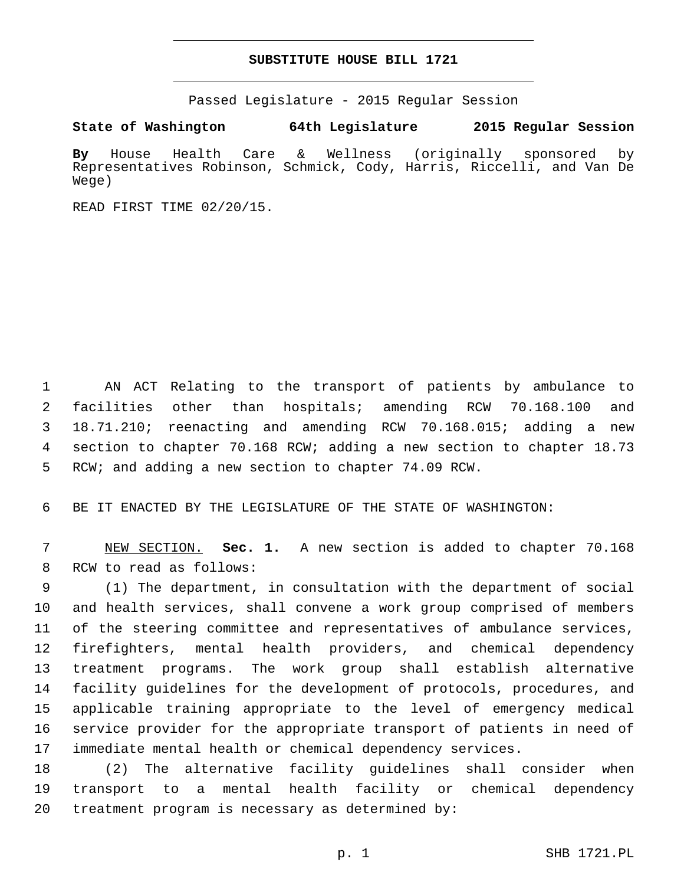# SUBSTITUTE HOUSE BILL 1721

Passed Legislature - 2015 Regular Session

**State of Washington 64th Legislature 2015 Regular Session**

**By** House Health Care & Wellness (originally sponsored by Representatives Robinson, Schmick, Cody, Harris, Riccelli, and Van De Wege)

READ FIRST TIME 02/20/15.

AN ACT Relating to the transport of patients by ambulance to facilities other than hospitals; amending RCW 70.168.100 and 18.71.210; reenacting and amending RCW 70.168.015; adding a new section to chapter 70.168 RCW; adding a new section to chapter 18.73 RCW; and adding a new section to chapter 74.09 RCW.

BE IT ENACTED BY THE LEGISLATURE OF THE STATE OF WASHINGTON:

NEW SECTION. **Sec. 1.** A new section is added to chapter 70.168 RCW to read as follows:

(1) The department, in consultation with the department of social and health services, shall convene a work group comprised of members of the steering committee and representatives of ambulance services, firefighters, mental health providers, and chemical dependency treatment programs. The work group shall establish alternative facility guidelines for the development of protocols, procedures, and applicable training appropriate to the level of emergency medical service provider for the appropriate transport of patients in need of immediate mental health or chemical dependency services.

(2) The alternative facility guidelines shall consider when transport to a mental health facility or chemical dependency treatment program is necessary as determined by: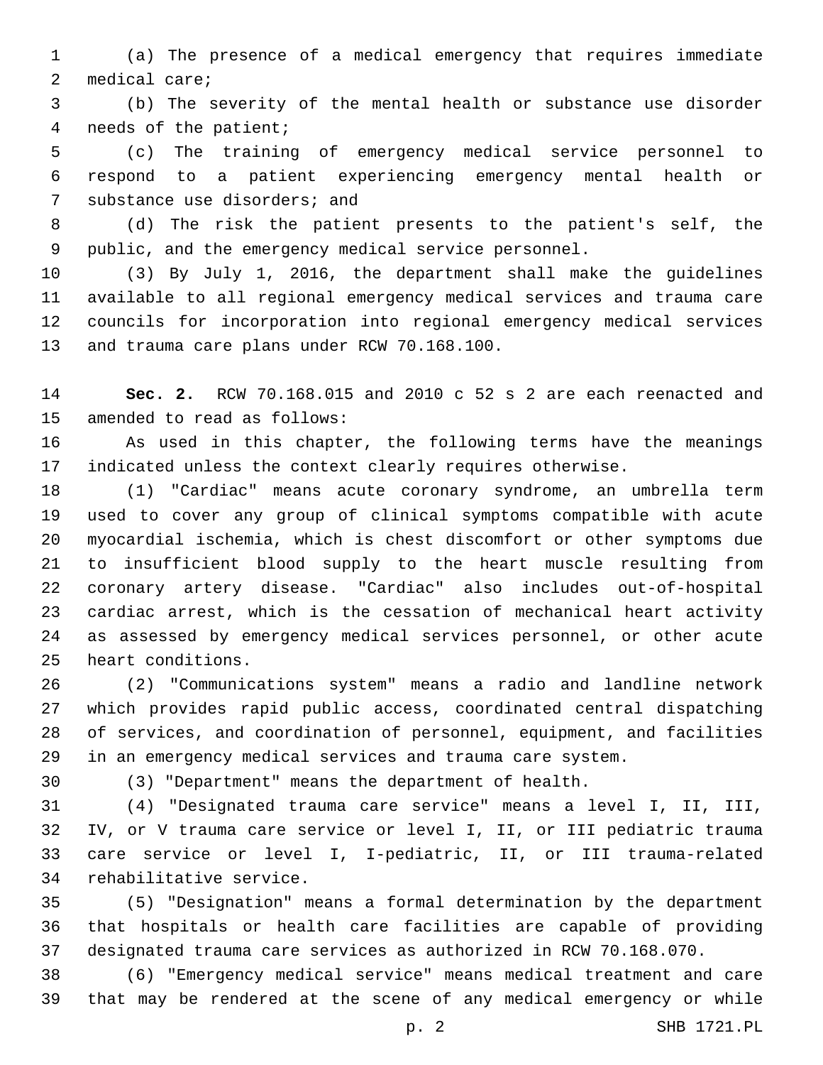(a) The presence of a medical emergency that requires immediate medical care;

(b) The severity of the mental health or substance use disorder needs of the patient;

(c) The training of emergency medical service personnel to respond to a patient experiencing emergency mental health or substance use disorders; and

(d) The risk the patient presents to the patient's self, the public, and the emergency medical service personnel.

(3) By July 1, 2016, the department shall make the guidelines available to all regional emergency medical services and trauma care councils for incorporation into regional emergency medical services and trauma care plans under RCW 70.168.100.

**Sec. 2.** RCW 70.168.015 and 2010 c 52 s 2 are each reenacted and amended to read as follows:

As used in this chapter, the following terms have the meanings indicated unless the context clearly requires otherwise.

(1) "Cardiac" means acute coronary syndrome, an umbrella term used to cover any group of clinical symptoms compatible with acute myocardial ischemia, which is chest discomfort or other symptoms due to insufficient blood supply to the heart muscle resulting from coronary artery disease. "Cardiac" also includes out-of-hospital cardiac arrest, which is the cessation of mechanical heart activity as assessed by emergency medical services personnel, or other acute heart conditions.

(2) "Communications system" means a radio and landline network which provides rapid public access, coordinated central dispatching of services, and coordination of personnel, equipment, and facilities in an emergency medical services and trauma care system.

(3) "Department" means the department of health.

(4) "Designated trauma care service" means a level I, II, III, IV, or V trauma care service or level I, II, or III pediatric trauma care service or level I, I-pediatric, II, or III trauma-related rehabilitative service.

(5) "Designation" means a formal determination by the department that hospitals or health care facilities are capable of providing designated trauma care services as authorized in RCW 70.168.070.

(6) "Emergency medical service" means medical treatment and care that may be rendered at the scene of any medical emergency or while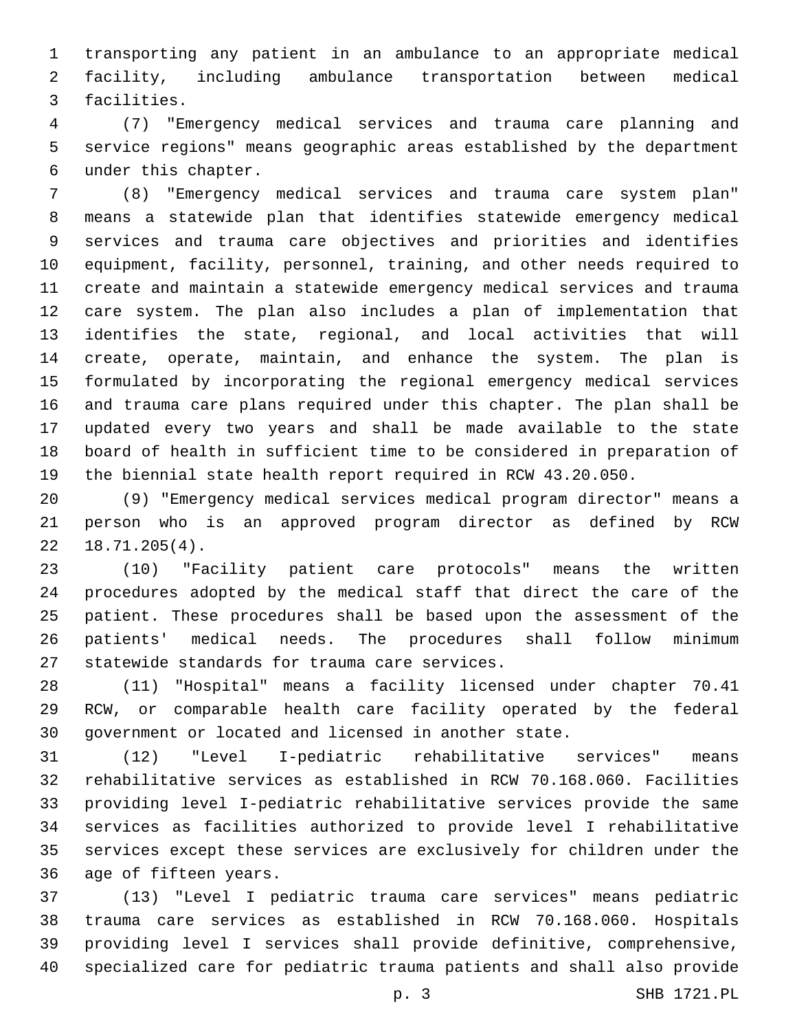transporting any patient in an ambulance to an appropriate medical facility, including ambulance transportation between medical facilities.

(7) "Emergency medical services and trauma care planning and service regions" means geographic areas established by the department under this chapter.

(8) "Emergency medical services and trauma care system plan" means a statewide plan that identifies statewide emergency medical services and trauma care objectives and priorities and identifies equipment, facility, personnel, training, and other needs required to create and maintain a statewide emergency medical services and trauma care system. The plan also includes a plan of implementation that identifies the state, regional, and local activities that will create, operate, maintain, and enhance the system. The plan is formulated by incorporating the regional emergency medical services and trauma care plans required under this chapter. The plan shall be updated every two years and shall be made available to the state board of health in sufficient time to be considered in preparation of the biennial state health report required in RCW 43.20.050.

(9) "Emergency medical services medical program director" means a person who is an approved program director as defined by RCW 18.71.205(4).

(10) "Facility patient care protocols" means the written procedures adopted by the medical staff that direct the care of the patient. These procedures shall be based upon the assessment of the patients' medical needs. The procedures shall follow minimum statewide standards for trauma care services.

(11) "Hospital" means a facility licensed under chapter 70.41 RCW, or comparable health care facility operated by the federal government or located and licensed in another state.

(12) "Level I-pediatric rehabilitative services" means rehabilitative services as established in RCW 70.168.060. Facilities providing level I-pediatric rehabilitative services provide the same services as facilities authorized to provide level I rehabilitative services except these services are exclusively for children under the age of fifteen years.

(13) "Level I pediatric trauma care services" means pediatric trauma care services as established in RCW 70.168.060. Hospitals providing level I services shall provide definitive, comprehensive, specialized care for pediatric trauma patients and shall also provide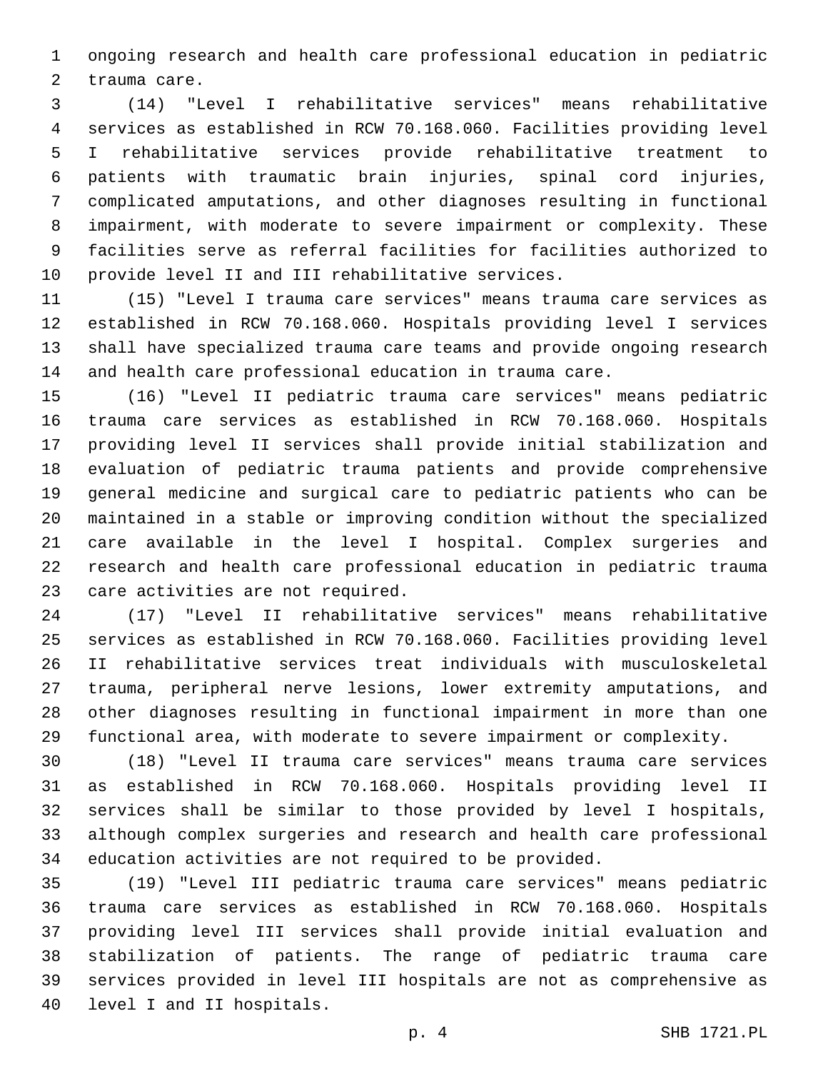ongoing research and health care professional education in pediatric trauma care.

(14) "Level I rehabilitative services" means rehabilitative services as established in RCW 70.168.060. Facilities providing level I rehabilitative services provide rehabilitative treatment to patients with traumatic brain injuries, spinal cord injuries, complicated amputations, and other diagnoses resulting in functional impairment, with moderate to severe impairment or complexity. These facilities serve as referral facilities for facilities authorized to provide level II and III rehabilitative services.

(15) "Level I trauma care services" means trauma care services as established in RCW 70.168.060. Hospitals providing level I services shall have specialized trauma care teams and provide ongoing research and health care professional education in trauma care.

(16) "Level II pediatric trauma care services" means pediatric trauma care services as established in RCW 70.168.060. Hospitals providing level II services shall provide initial stabilization and evaluation of pediatric trauma patients and provide comprehensive general medicine and surgical care to pediatric patients who can be maintained in a stable or improving condition without the specialized care available in the level I hospital. Complex surgeries and research and health care professional education in pediatric trauma care activities are not required.

(17) "Level II rehabilitative services" means rehabilitative services as established in RCW 70.168.060. Facilities providing level II rehabilitative services treat individuals with musculoskeletal trauma, peripheral nerve lesions, lower extremity amputations, and other diagnoses resulting in functional impairment in more than one functional area, with moderate to severe impairment or complexity.

(18) "Level II trauma care services" means trauma care services as established in RCW 70.168.060. Hospitals providing level II services shall be similar to those provided by level I hospitals, although complex surgeries and research and health care professional education activities are not required to be provided.

(19) "Level III pediatric trauma care services" means pediatric trauma care services as established in RCW 70.168.060. Hospitals providing level III services shall provide initial evaluation and stabilization of patients. The range of pediatric trauma care services provided in level III hospitals are not as comprehensive as level I and II hospitals.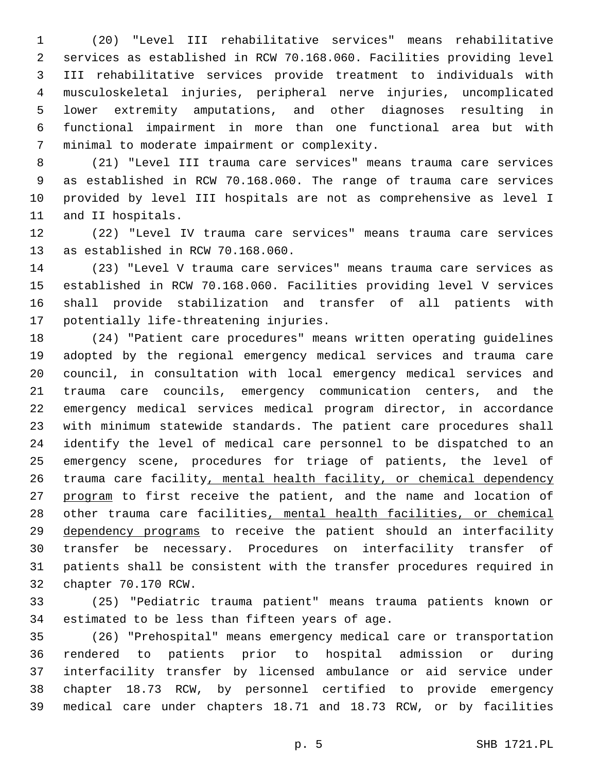(20) "Level III rehabilitative services" means rehabilitative services as established in RCW 70.168.060. Facilities providing level III rehabilitative services provide treatment to individuals with musculoskeletal injuries, peripheral nerve injuries, uncomplicated lower extremity amputations, and other diagnoses resulting in functional impairment in more than one functional area but with minimal to moderate impairment or complexity.

(21) "Level III trauma care services" means trauma care services as established in RCW 70.168.060. The range of trauma care services provided by level III hospitals are not as comprehensive as level I and II hospitals.

(22) "Level IV trauma care services" means trauma care services as established in RCW 70.168.060.

(23) "Level V trauma care services" means trauma care services as established in RCW 70.168.060. Facilities providing level V services shall provide stabilization and transfer of all patients with potentially life-threatening injuries.

(24) "Patient care procedures" means written operating guidelines adopted by the regional emergency medical services and trauma care council, in consultation with local emergency medical services and trauma care councils, emergency communication centers, and the emergency medical services medical program director, in accordance with minimum statewide standards. The patient care procedures shall identify the level of medical care personnel to be dispatched to an emergency scene, procedures for triage of patients, the level of trauma care facility, mental health facility, or chemical dependency program to first receive the patient, and the name and location of other trauma care facilities, mental health facilities, or chemical dependency programs to receive the patient should an interfacility transfer be necessary. Procedures on interfacility transfer of patients shall be consistent with the transfer procedures required in chapter 70.170 RCW.

(25) "Pediatric trauma patient" means trauma patients known or estimated to be less than fifteen years of age.

(26) "Prehospital" means emergency medical care or transportation rendered to patients prior to hospital admission or during interfacility transfer by licensed ambulance or aid service under chapter 18.73 RCW, by personnel certified to provide emergency medical care under chapters 18.71 and 18.73 RCW, or by facilities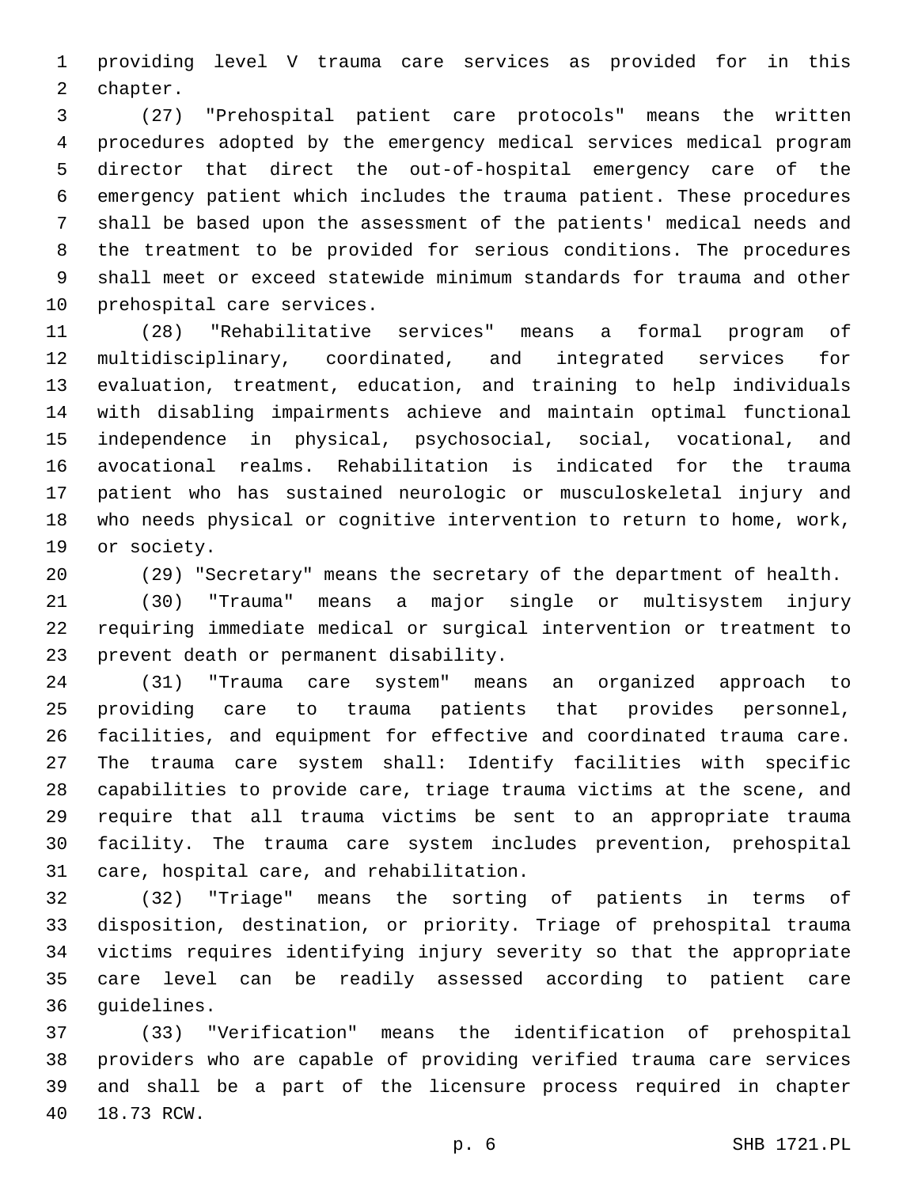providing level V trauma care services as provided for in this chapter.

(27) "Prehospital patient care protocols" means the written procedures adopted by the emergency medical services medical program director that direct the out-of-hospital emergency care of the emergency patient which includes the trauma patient. These procedures shall be based upon the assessment of the patients' medical needs and the treatment to be provided for serious conditions. The procedures shall meet or exceed statewide minimum standards for trauma and other prehospital care services.

(28) "Rehabilitative services" means a formal program of multidisciplinary, coordinated, and integrated services for evaluation, treatment, education, and training to help individuals with disabling impairments achieve and maintain optimal functional independence in physical, psychosocial, social, vocational, and avocational realms. Rehabilitation is indicated for the trauma patient who has sustained neurologic or musculoskeletal injury and who needs physical or cognitive intervention to return to home, work, or society.

(29) "Secretary" means the secretary of the department of health.

(30) "Trauma" means a major single or multisystem injury requiring immediate medical or surgical intervention or treatment to prevent death or permanent disability.

(31) "Trauma care system" means an organized approach to providing care to trauma patients that provides personnel, facilities, and equipment for effective and coordinated trauma care. The trauma care system shall: Identify facilities with specific capabilities to provide care, triage trauma victims at the scene, and require that all trauma victims be sent to an appropriate trauma facility. The trauma care system includes prevention, prehospital care, hospital care, and rehabilitation.

(32) "Triage" means the sorting of patients in terms of disposition, destination, or priority. Triage of prehospital trauma victims requires identifying injury severity so that the appropriate care level can be readily assessed according to patient care guidelines.

(33) "Verification" means the identification of prehospital providers who are capable of providing verified trauma care services and shall be a part of the licensure process required in chapter 18.73 RCW.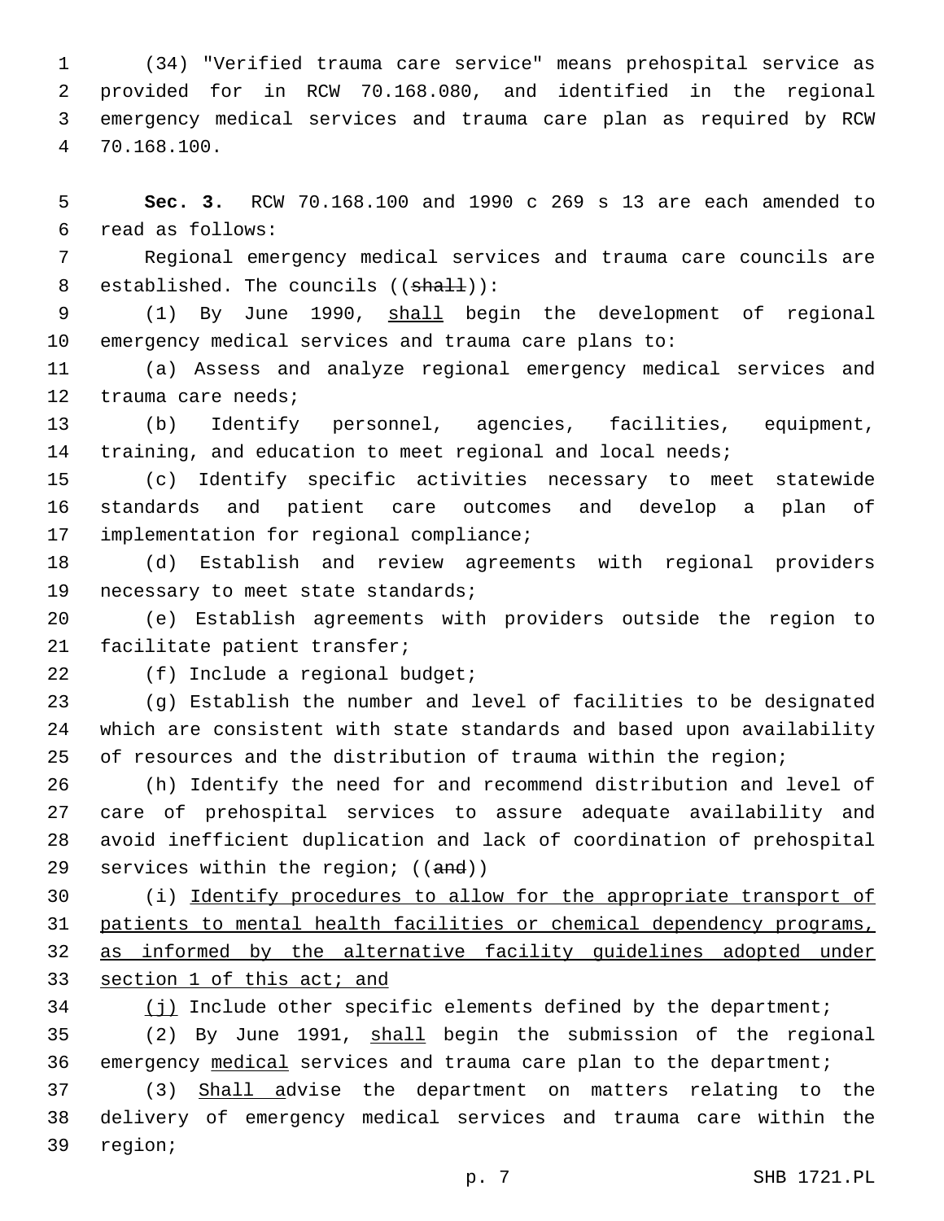(34) "Verified trauma care service" means prehospital service as provided for in RCW 70.168.080, and identified in the regional emergency medical services and trauma care plan as required by RCW 70.168.100.

**Sec. 3.** RCW 70.168.100 and 1990 c 269 s 13 are each amended to read as follows:

Regional emergency medical services and trauma care councils are established. The councils ((~~shall~~)):

(1) By June 1990, <u>shall</u> begin the development of regional emergency medical services and trauma care plans to:

(a) Assess and analyze regional emergency medical services and trauma care needs;

(b) Identify personnel, agencies, facilities, equipment, training, and education to meet regional and local needs;

(c) Identify specific activities necessary to meet statewide standards and patient care outcomes and develop a plan of implementation for regional compliance;

(d) Establish and review agreements with regional providers necessary to meet state standards;

(e) Establish agreements with providers outside the region to facilitate patient transfer;

(f) Include a regional budget;

(g) Establish the number and level of facilities to be designated which are consistent with state standards and based upon availability of resources and the distribution of trauma within the region;

(h) Identify the need for and recommend distribution and level of care of prehospital services to assure adequate availability and avoid inefficient duplication and lack of coordination of prehospital services within the region; ((~~and~~))

(i) <u>Identify procedures to allow for the appropriate transport of patients to mental health facilities or chemical dependency programs, as informed by the alternative facility guidelines adopted under section 1 of this act; and</u>

<u>(j)</u> Include other specific elements defined by the department;

(2) By June 1991, <u>shall</u> begin the submission of the regional emergency <u>medical</u> services and trauma care plan to the department;

(3) <u>Shall a</u>dvise the department on matters relating to the delivery of emergency medical services and trauma care within the region;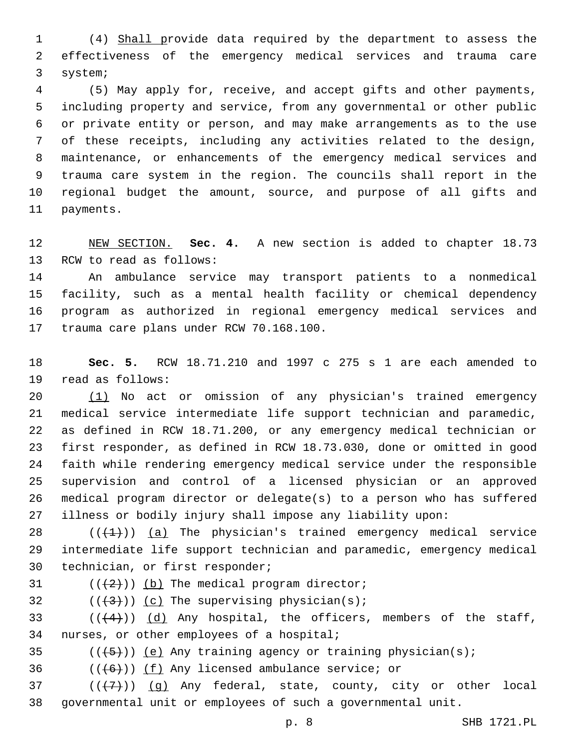(4) Shall provide data required by the department to assess the effectiveness of the emergency medical services and trauma care system;

(5) May apply for, receive, and accept gifts and other payments, including property and service, from any governmental or other public or private entity or person, and may make arrangements as to the use of these receipts, including any activities related to the design, maintenance, or enhancements of the emergency medical services and trauma care system in the region. The councils shall report in the regional budget the amount, source, and purpose of all gifts and payments.

NEW SECTION. **Sec. 4.** A new section is added to chapter 18.73 RCW to read as follows:

An ambulance service may transport patients to a nonmedical facility, such as a mental health facility or chemical dependency program as authorized in regional emergency medical services and trauma care plans under RCW 70.168.100.

**Sec. 5.** RCW 18.71.210 and 1997 c 275 s 1 are each amended to read as follows:

(1) No act or omission of any physician's trained emergency medical service intermediate life support technician and paramedic, as defined in RCW 18.71.200, or any emergency medical technician or first responder, as defined in RCW 18.73.030, done or omitted in good faith while rendering emergency medical service under the responsible supervision and control of a licensed physician or an approved medical program director or delegate(s) to a person who has suffered illness or bodily injury shall impose any liability upon:

(((1))) (a) The physician's trained emergency medical service intermediate life support technician and paramedic, emergency medical technician, or first responder;

(((2))) (b) The medical program director;

(((3))) (c) The supervising physician(s);

(((4))) (d) Any hospital, the officers, members of the staff, nurses, or other employees of a hospital;

(((5))) (e) Any training agency or training physician(s);

(((6))) (f) Any licensed ambulance service; or

(((7))) (g) Any federal, state, county, city or other local governmental unit or employees of such a governmental unit.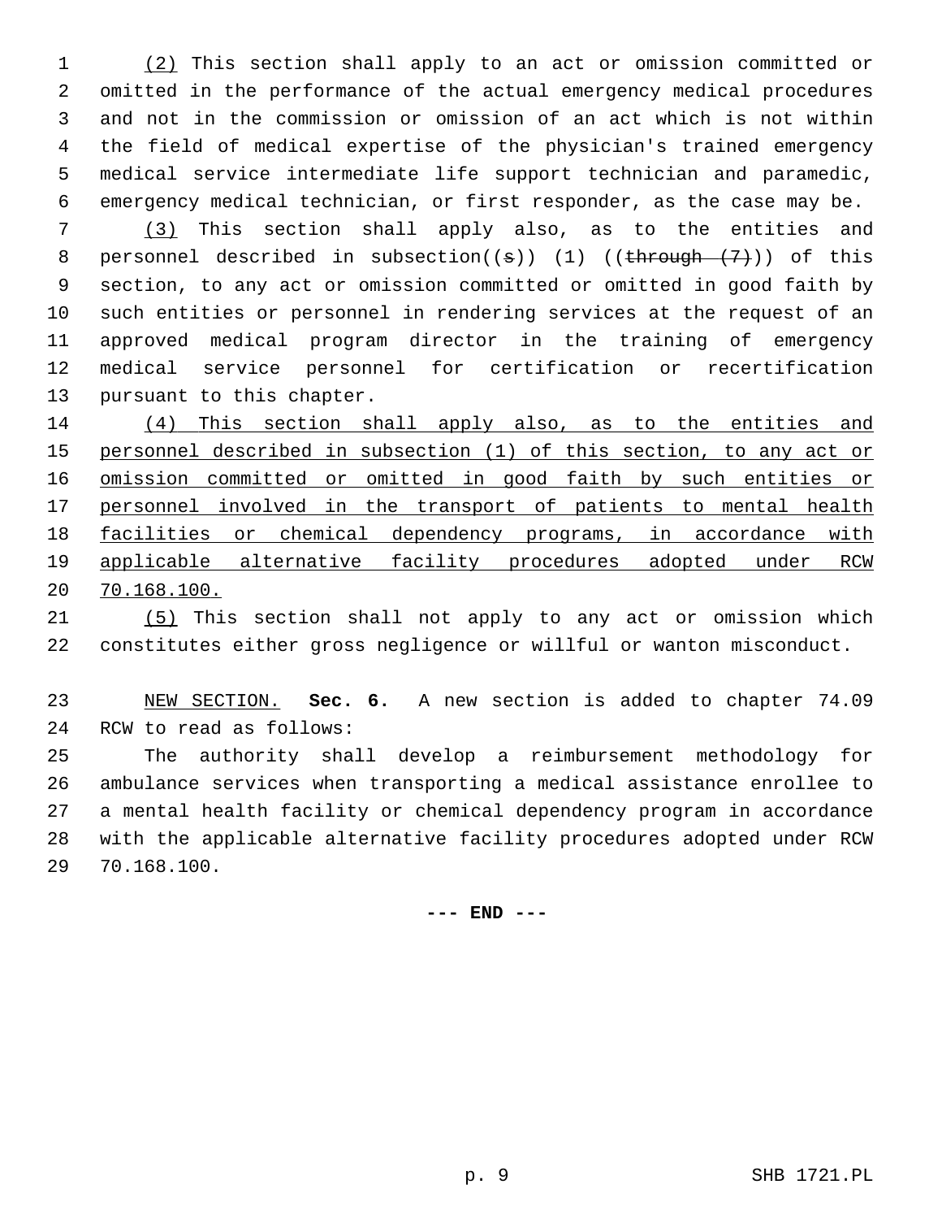(2) This section shall apply to an act or omission committed or omitted in the performance of the actual emergency medical procedures and not in the commission or omission of an act which is not within the field of medical expertise of the physician's trained emergency medical service intermediate life support technician and paramedic, emergency medical technician, or first responder, as the case may be.

(3) This section shall apply also, as to the entities and personnel described in subsection((s)) (1) ((~~through (7)~~)) of this section, to any act or omission committed or omitted in good faith by such entities or personnel in rendering services at the request of an approved medical program director in the training of emergency medical service personnel for certification or recertification pursuant to this chapter.

(4) This section shall apply also, as to the entities and personnel described in subsection (1) of this section, to any act or omission committed or omitted in good faith by such entities or personnel involved in the transport of patients to mental health facilities or chemical dependency programs, in accordance with applicable alternative facility procedures adopted under RCW 70.168.100.

(5) This section shall not apply to any act or omission which constitutes either gross negligence or willful or wanton misconduct.

NEW SECTION. **Sec. 6.** A new section is added to chapter 74.09 RCW to read as follows:

The authority shall develop a reimbursement methodology for ambulance services when transporting a medical assistance enrollee to a mental health facility or chemical dependency program in accordance with the applicable alternative facility procedures adopted under RCW 70.168.100.

**--- END ---**